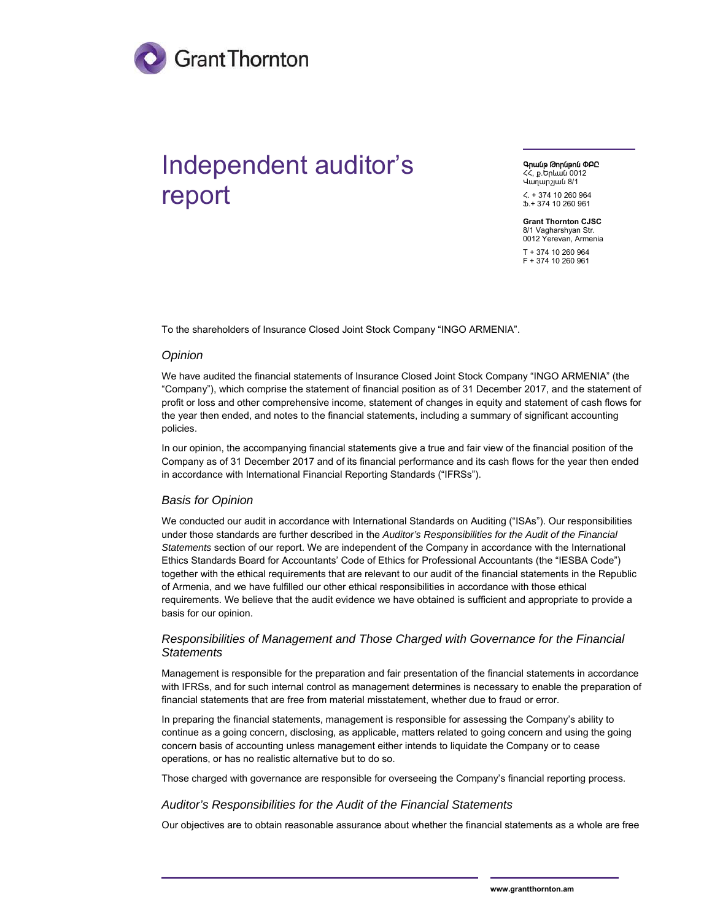# Independent auditor's report

Գրանթ Թորնթոն ՓԲԸ
ՀՀ, ք.Երևան 0012
Վաղարշյան 8/1

Հ. + 374 10 260 964
Ֆ.+ 374 10 260 961

**Grant Thornton CJSC**
8/1 Vagharshyan Str.
0012 Yerevan, Armenia

T + 374 10 260 964
F + 374 10 260 961

To the shareholders of Insurance Closed Joint Stock Company "INGO ARMENIA".

## *Opinion*

We have audited the financial statements of Insurance Closed Joint Stock Company "INGO ARMENIA" (the "Company"), which comprise the statement of financial position as of 31 December 2017, and the statement of profit or loss and other comprehensive income, statement of changes in equity and statement of cash flows for the year then ended, and notes to the financial statements, including a summary of significant accounting policies.

In our opinion, the accompanying financial statements give a true and fair view of the financial position of the Company as of 31 December 2017 and of its financial performance and its cash flows for the year then ended in accordance with International Financial Reporting Standards ("IFRSs").

## *Basis for Opinion*

We conducted our audit in accordance with International Standards on Auditing ("ISAs"). Our responsibilities under those standards are further described in the *Auditor's Responsibilities for the Audit of the Financial Statements* section of our report. We are independent of the Company in accordance with the International Ethics Standards Board for Accountants' Code of Ethics for Professional Accountants (the "IESBA Code") together with the ethical requirements that are relevant to our audit of the financial statements in the Republic of Armenia, and we have fulfilled our other ethical responsibilities in accordance with those ethical requirements. We believe that the audit evidence we have obtained is sufficient and appropriate to provide a basis for our opinion.

## *Responsibilities of Management and Those Charged with Governance for the Financial Statements*

Management is responsible for the preparation and fair presentation of the financial statements in accordance with IFRSs, and for such internal control as management determines is necessary to enable the preparation of financial statements that are free from material misstatement, whether due to fraud or error.

In preparing the financial statements, management is responsible for assessing the Company's ability to continue as a going concern, disclosing, as applicable, matters related to going concern and using the going concern basis of accounting unless management either intends to liquidate the Company or to cease operations, or has no realistic alternative but to do so.

Those charged with governance are responsible for overseeing the Company's financial reporting process.

## *Auditor's Responsibilities for the Audit of the Financial Statements*

Our objectives are to obtain reasonable assurance about whether the financial statements as a whole are free

www.grantthornton.am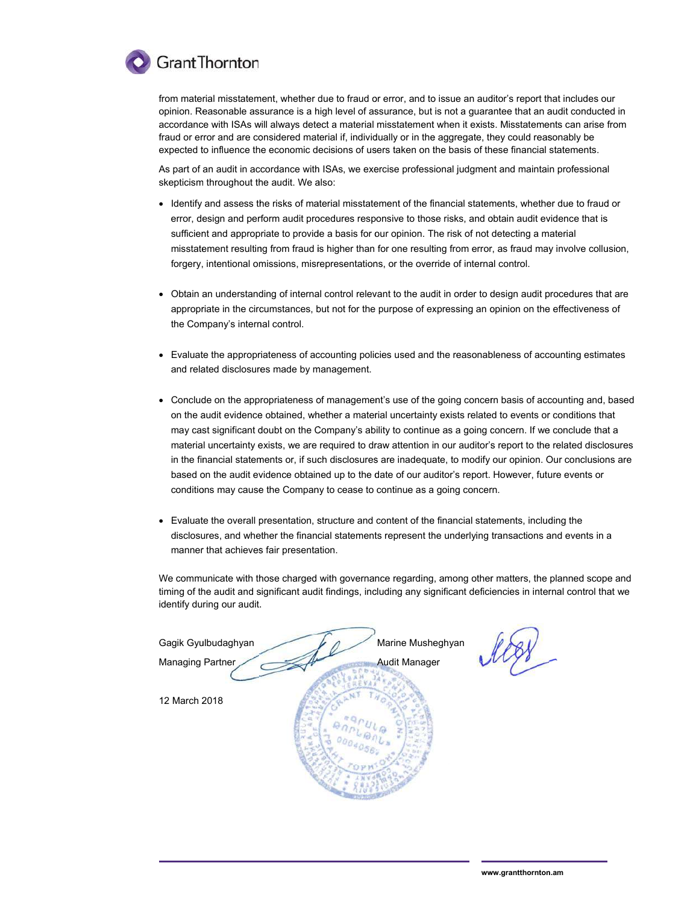from material misstatement, whether due to fraud or error, and to issue an auditor's report that includes our opinion. Reasonable assurance is a high level of assurance, but is not a guarantee that an audit conducted in accordance with ISAs will always detect a material misstatement when it exists. Misstatements can arise from fraud or error and are considered material if, individually or in the aggregate, they could reasonably be expected to influence the economic decisions of users taken on the basis of these financial statements.

As part of an audit in accordance with ISAs, we exercise professional judgment and maintain professional skepticism throughout the audit. We also:

- Identify and assess the risks of material misstatement of the financial statements, whether due to fraud or error, design and perform audit procedures responsive to those risks, and obtain audit evidence that is sufficient and appropriate to provide a basis for our opinion. The risk of not detecting a material misstatement resulting from fraud is higher than for one resulting from error, as fraud may involve collusion, forgery, intentional omissions, misrepresentations, or the override of internal control.

- Obtain an understanding of internal control relevant to the audit in order to design audit procedures that are appropriate in the circumstances, but not for the purpose of expressing an opinion on the effectiveness of the Company's internal control.

- Evaluate the appropriateness of accounting policies used and the reasonableness of accounting estimates and related disclosures made by management.

- Conclude on the appropriateness of management's use of the going concern basis of accounting and, based on the audit evidence obtained, whether a material uncertainty exists related to events or conditions that may cast significant doubt on the Company's ability to continue as a going concern. If we conclude that a material uncertainty exists, we are required to draw attention in our auditor's report to the related disclosures in the financial statements or, if such disclosures are inadequate, to modify our opinion. Our conclusions are based on the audit evidence obtained up to the date of our auditor's report. However, future events or conditions may cause the Company to cease to continue as a going concern.

- Evaluate the overall presentation, structure and content of the financial statements, including the disclosures, and whether the financial statements represent the underlying transactions and events in a manner that achieves fair presentation.

We communicate with those charged with governance regarding, among other matters, the planned scope and timing of the audit and significant audit findings, including any significant deficiencies in internal control that we identify during our audit.

Gagik Gyulbudaghyan
Managing Partner

Marine Musheghyan
Audit Manager

12 March 2018